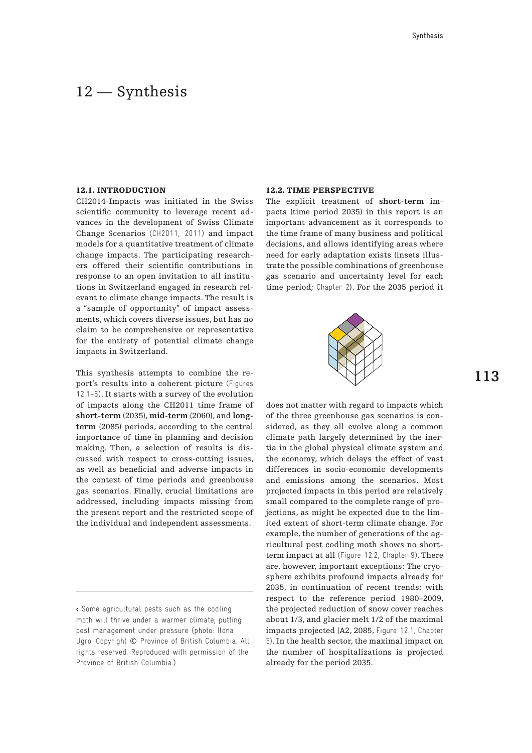# 12 — Synthesis

## 12.1. INTRODUCTION

CH2014-Impacts was initiated in the Swiss scientific community to leverage recent advances in the development of Swiss Climate Change Scenarios (CH2011, 2011) and impact models for a quantitative treatment of climate change impacts. The participating researchers offered their scientific contributions in response to an open invitation to all institutions in Switzerland engaged in research relevant to climate change impacts. The result is a "sample of opportunity" of impact assessments, which covers diverse issues, but has no claim to be comprehensive or representative for the entirety of potential climate change impacts in Switzerland.

This synthesis attempts to combine the report's results into a coherent picture (Figures 12.1–6). It starts with a survey of the evolution of impacts along the CH2011 time frame of **short-term** (2035), **mid-term** (2060), and **long-term** (2085) periods, according to the central importance of time in planning and decision making. Then, a selection of results is discussed with respect to cross-cutting issues, as well as beneficial and adverse impacts in the context of time periods and greenhouse gas scenarios. Finally, crucial limitations are addressed, including impacts missing from the present report and the restricted scope of the individual and independent assessments.

‹ Some agricultural pests such as the codling moth will thrive under a warmer climate, putting pest management under pressure (photo: Ilona Ugro. Copyright © Province of British Columbia. All rights reserved. Reproduced with permission of the Province of British Columbia.)

## 12.2. TIME PERSPECTIVE

The explicit treatment of **short-term** impacts (time period 2035) in this report is an important advancement as it corresponds to the time frame of many business and political decisions, and allows identifying areas where need for early adaptation exists (insets illustrate the possible combinations of greenhouse gas scenario and uncertainty level for each time period; Chapter 2). For the 2035 period it does not matter with regard to impacts which of the three greenhouse gas scenarios is considered, as they all evolve along a common climate path largely determined by the inertia in the global physical climate system and the economy, which delays the effect of vast differences in socio-economic developments and emissions among the scenarios. Most projected impacts in this period are relatively small compared to the complete range of projections, as might be expected due to the limited extent of short-term climate change. For example, the number of generations of the agricultural pest codling moth shows no short-term impact at all (Figure 12.2, Chapter 9). There are, however, important exceptions: The cryosphere exhibits profound impacts already for 2035, in continuation of recent trends; with respect to the reference period 1980–2009, the projected reduction of snow cover reaches about 1/3, and glacier melt 1/2 of the maximal impacts projected (A2, 2085, Figure 12.1, Chapter 5). In the health sector, the maximal impact on the number of hospitalizations is projected already for the period 2035.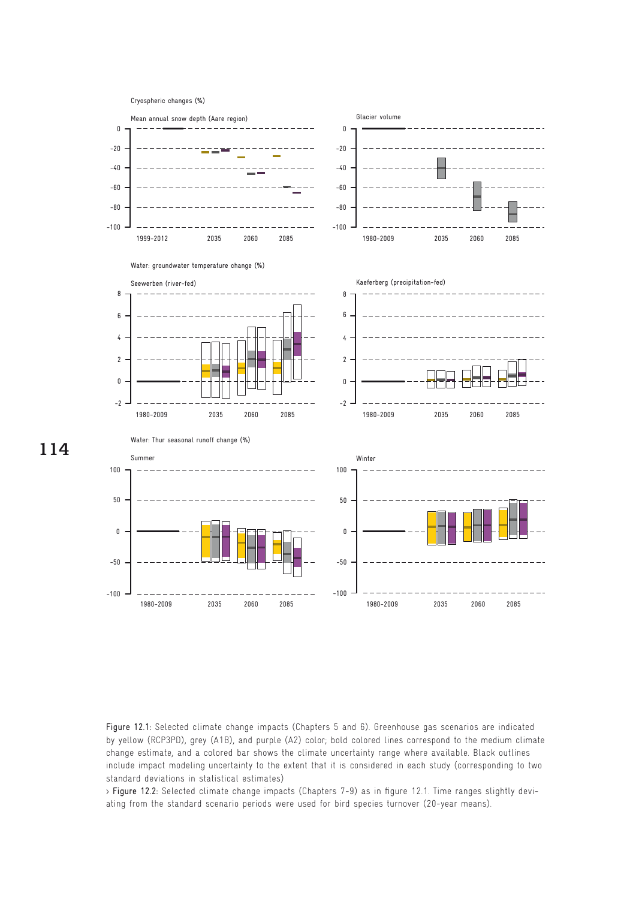Figure 12.1: Selected climate change impacts (Chapters 5 and 6). Greenhouse gas scenarios are indicated by yellow (RCP3PD), grey (A1B), and purple (A2) color; bold colored lines correspond to the medium climate change estimate, and a colored bar shows the climate uncertainty range where available. Black outlines include impact modeling uncertainty to the extent that it is considered in each study (corresponding to two standard deviations in statistical estimates)

› Figure 12.2: Selected climate change impacts (Chapters 7–9) as in figure 12.1. Time ranges slightly deviating from the standard scenario periods were used for bird species turnover (20-year means).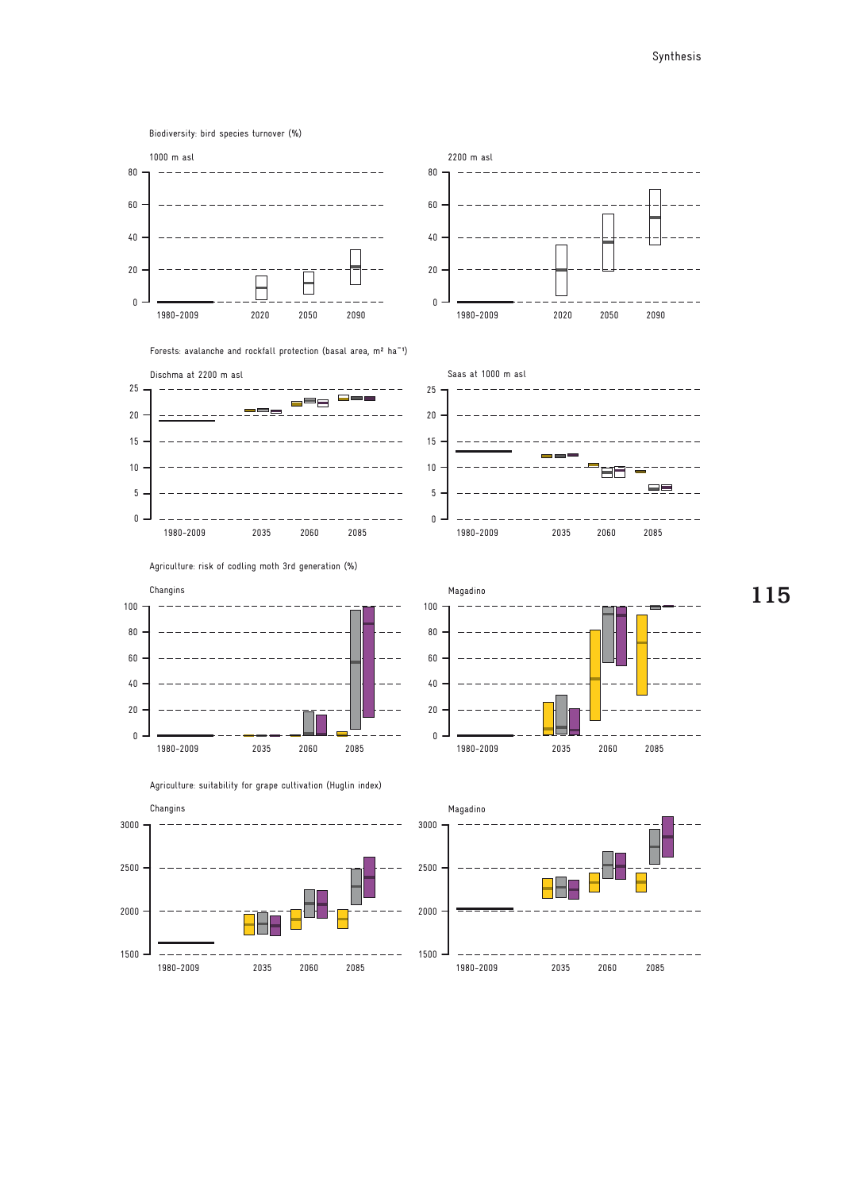Biodiversity: bird species turnover (%)

1000 m asl

2200 m asl

Forests: avalanche and rockfall protection (basal area, m² ha⁻¹)

Dischma at 2200 m asl

Saas at 1000 m asl

Agriculture: risk of codling moth 3rd generation (%)

Changins

Magadino

Agriculture: suitability for grape cultivation (Huglin index)

Changins

Magadino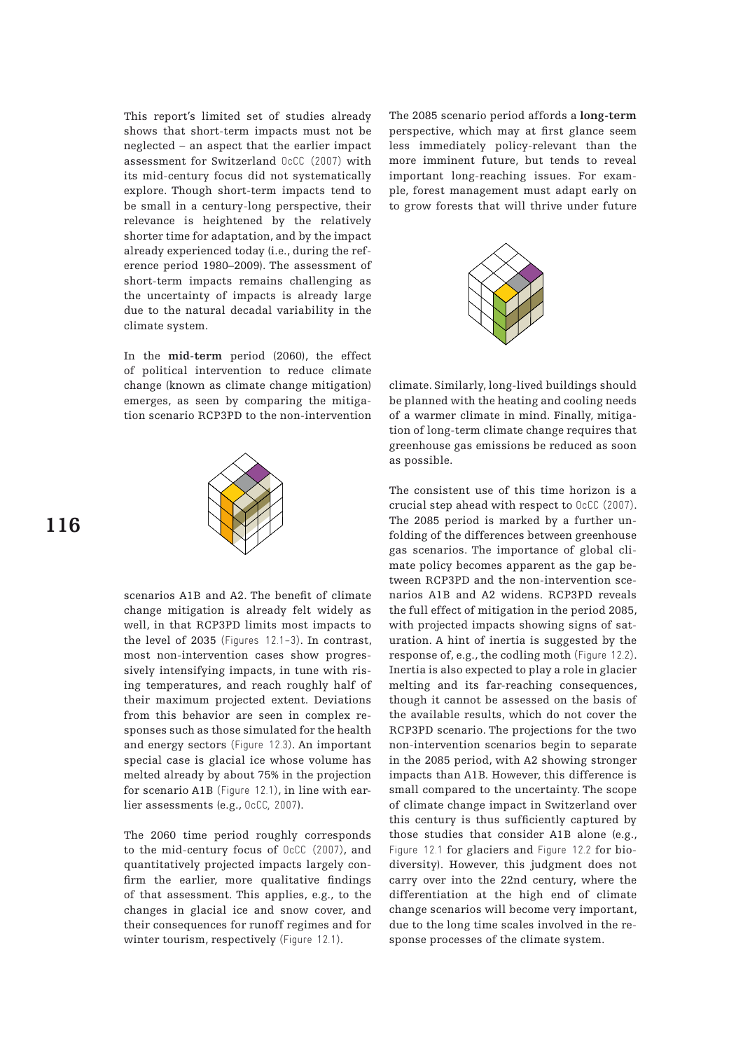This report's limited set of studies already shows that short-term impacts must not be neglected – an aspect that the earlier impact assessment for Switzerland OcCC (2007) with its mid-century focus did not systematically explore. Though short-term impacts tend to be small in a century-long perspective, their relevance is heightened by the relatively shorter time for adaptation, and by the impact already experienced today (i.e., during the reference period 1980–2009). The assessment of short-term impacts remains challenging as the uncertainty of impacts is already large due to the natural decadal variability in the climate system.

In the **mid-term** period (2060), the effect of political intervention to reduce climate change (known as climate change mitigation) emerges, as seen by comparing the mitigation scenario RCP3PD to the non-intervention scenarios A1B and A2. The benefit of climate change mitigation is already felt widely as well, in that RCP3PD limits most impacts to the level of 2035 (Figures 12.1–3). In contrast, most non-intervention cases show progressively intensifying impacts, in tune with rising temperatures, and reach roughly half of their maximum projected extent. Deviations from this behavior are seen in complex responses such as those simulated for the health and energy sectors (Figure 12.3). An important special case is glacial ice whose volume has melted already by about 75% in the projection for scenario A1B (Figure 12.1), in line with earlier assessments (e.g., OcCC, 2007).

The 2060 time period roughly corresponds to the mid-century focus of OcCC (2007), and quantitatively projected impacts largely confirm the earlier, more qualitative findings of that assessment. This applies, e.g., to the changes in glacial ice and snow cover, and their consequences for runoff regimes and for winter tourism, respectively (Figure 12.1).

The 2085 scenario period affords a **long-term** perspective, which may at first glance seem less immediately policy-relevant than the more imminent future, but tends to reveal important long-reaching issues. For example, forest management must adapt early on to grow forests that will thrive under future climate. Similarly, long-lived buildings should be planned with the heating and cooling needs of a warmer climate in mind. Finally, mitigation of long-term climate change requires that greenhouse gas emissions be reduced as soon as possible.

The consistent use of this time horizon is a crucial step ahead with respect to OcCC (2007). The 2085 period is marked by a further unfolding of the differences between greenhouse gas scenarios. The importance of global climate policy becomes apparent as the gap between RCP3PD and the non-intervention scenarios A1B and A2 widens. RCP3PD reveals the full effect of mitigation in the period 2085, with projected impacts showing signs of saturation. A hint of inertia is suggested by the response of, e.g., the codling moth (Figure 12.2). Inertia is also expected to play a role in glacier melting and its far-reaching consequences, though it cannot be assessed on the basis of the available results, which do not cover the RCP3PD scenario. The projections for the two non-intervention scenarios begin to separate in the 2085 period, with A2 showing stronger impacts than A1B. However, this difference is small compared to the uncertainty. The scope of climate change impact in Switzerland over this century is thus sufficiently captured by those studies that consider A1B alone (e.g., Figure 12.1 for glaciers and Figure 12.2 for biodiversity). However, this judgment does not carry over into the 22nd century, where the differentiation at the high end of climate change scenarios will become very important, due to the long time scales involved in the response processes of the climate system.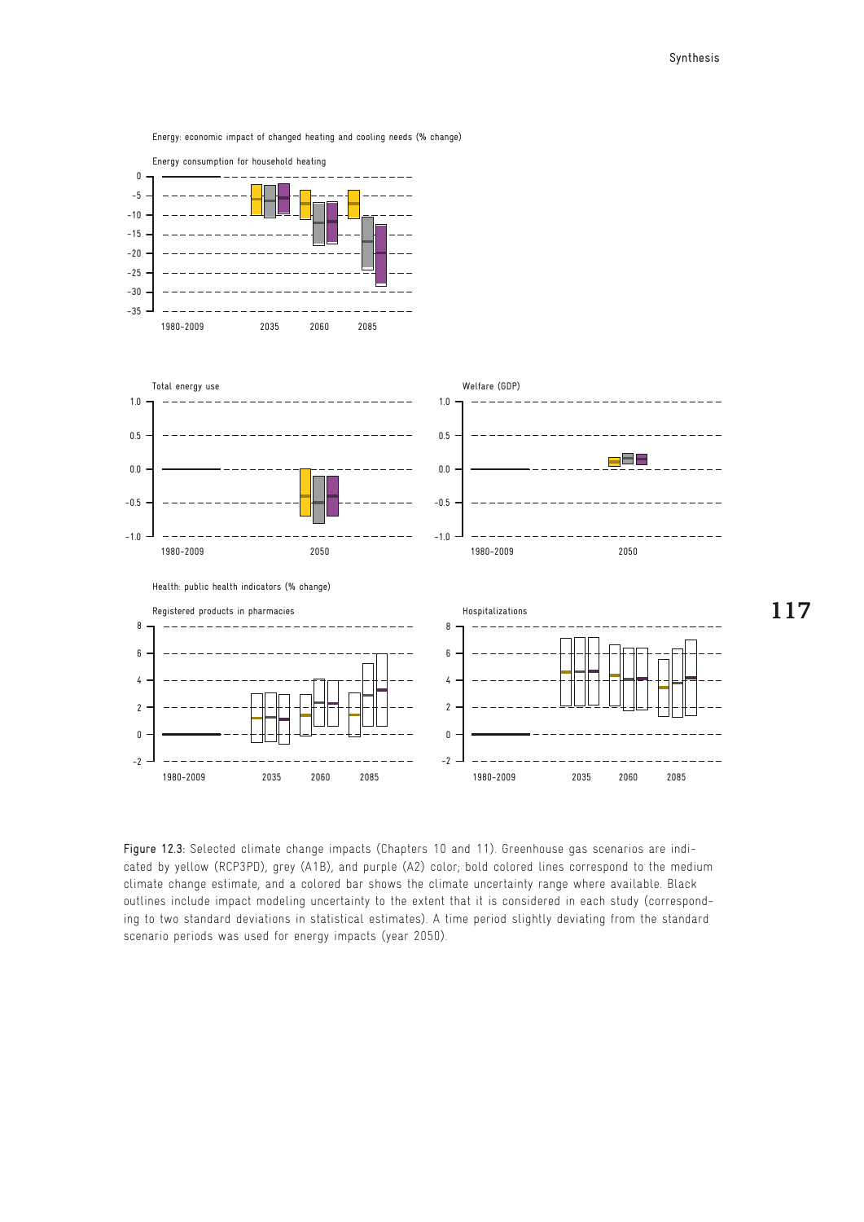Energy: economic impact of changed heating and cooling needs (% change)

Energy consumption for household heating

Total energy use

Welfare (GDP)

Health: public health indicators (% change)

Registered products in pharmacies

Hospitalizations

Figure 12.3: Selected climate change impacts (Chapters 10 and 11). Greenhouse gas scenarios are indicated by yellow (RCP3PD), grey (A1B), and purple (A2) color; bold colored lines correspond to the medium climate change estimate, and a colored bar shows the climate uncertainty range where available. Black outlines include impact modeling uncertainty to the extent that it is considered in each study (corresponding to two standard deviations in statistical estimates). A time period slightly deviating from the standard scenario periods was used for energy impacts (year 2050).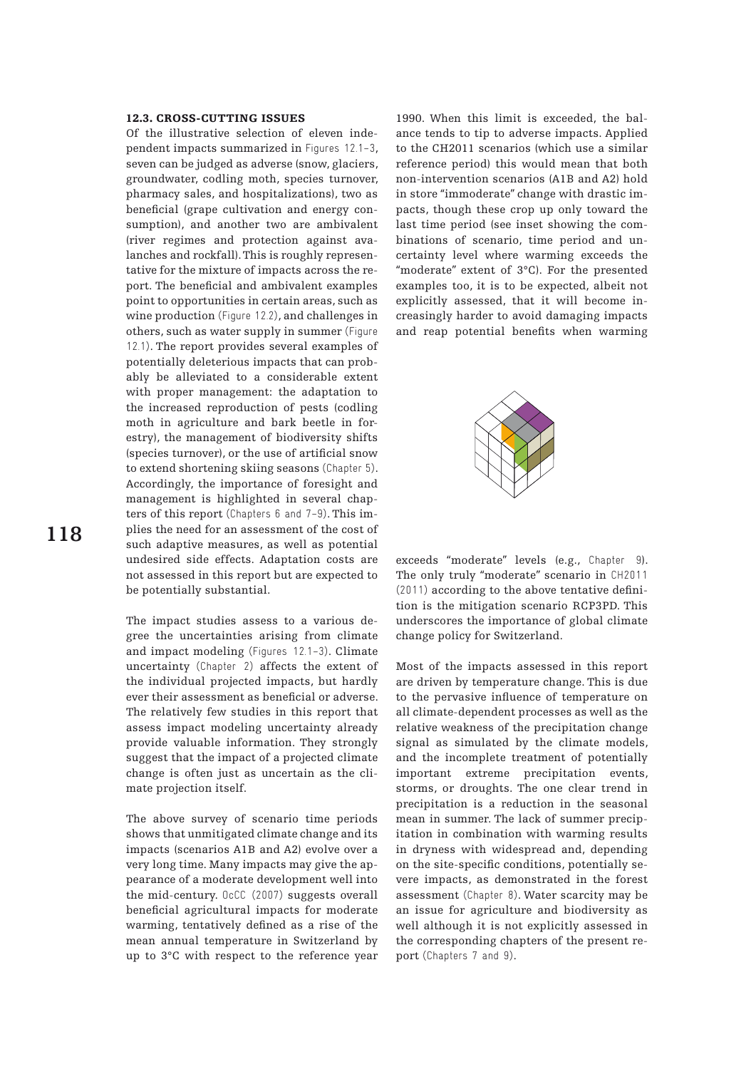### 12.3. CROSS-CUTTING ISSUES

Of the illustrative selection of eleven independent impacts summarized in Figures 12.1–3, seven can be judged as adverse (snow, glaciers, groundwater, codling moth, species turnover, pharmacy sales, and hospitalizations), two as beneficial (grape cultivation and energy consumption), and another two are ambivalent (river regimes and protection against avalanches and rockfall). This is roughly representative for the mixture of impacts across the report. The beneficial and ambivalent examples point to opportunities in certain areas, such as wine production (Figure 12.2), and challenges in others, such as water supply in summer (Figure 12.1). The report provides several examples of potentially deleterious impacts that can probably be alleviated to a considerable extent with proper management: the adaptation to the increased reproduction of pests (codling moth in agriculture and bark beetle in forestry), the management of biodiversity shifts (species turnover), or the use of artificial snow to extend shortening skiing seasons (Chapter 5). Accordingly, the importance of foresight and management is highlighted in several chapters of this report (Chapters 6 and 7–9). This implies the need for an assessment of the cost of such adaptive measures, as well as potential undesired side effects. Adaptation costs are not assessed in this report but are expected to be potentially substantial.

The impact studies assess to a various degree the uncertainties arising from climate and impact modeling (Figures 12.1–3). Climate uncertainty (Chapter 2) affects the extent of the individual projected impacts, but hardly ever their assessment as beneficial or adverse. The relatively few studies in this report that assess impact modeling uncertainty already provide valuable information. They strongly suggest that the impact of a projected climate change is often just as uncertain as the climate projection itself.

The above survey of scenario time periods shows that unmitigated climate change and its impacts (scenarios A1B and A2) evolve over a very long time. Many impacts may give the appearance of a moderate development well into the mid-century. OcCC (2007) suggests overall beneficial agricultural impacts for moderate warming, tentatively defined as a rise of the mean annual temperature in Switzerland by up to 3°C with respect to the reference year 1990. When this limit is exceeded, the balance tends to tip to adverse impacts. Applied to the CH2011 scenarios (which use a similar reference period) this would mean that both non-intervention scenarios (A1B and A2) hold in store "immoderate" change with drastic impacts, though these crop up only toward the last time period (see inset showing the combinations of scenario, time period and uncertainty level where warming exceeds the "moderate" extent of 3°C). For the presented examples too, it is to be expected, albeit not explicitly assessed, that it will become increasingly harder to avoid damaging impacts and reap potential benefits when warming exceeds "moderate" levels (e.g., Chapter 9). The only truly "moderate" scenario in CH2011 (2011) according to the above tentative definition is the mitigation scenario RCP3PD. This underscores the importance of global climate change policy for Switzerland.

Most of the impacts assessed in this report are driven by temperature change. This is due to the pervasive influence of temperature on all climate-dependent processes as well as the relative weakness of the precipitation change signal as simulated by the climate models, and the incomplete treatment of potentially important extreme precipitation events, storms, or droughts. The one clear trend in precipitation is a reduction in the seasonal mean in summer. The lack of summer precipitation in combination with warming results in dryness with widespread and, depending on the site-specific conditions, potentially severe impacts, as demonstrated in the forest assessment (Chapter 8). Water scarcity may be an issue for agriculture and biodiversity as well although it is not explicitly assessed in the corresponding chapters of the present report (Chapters 7 and 9).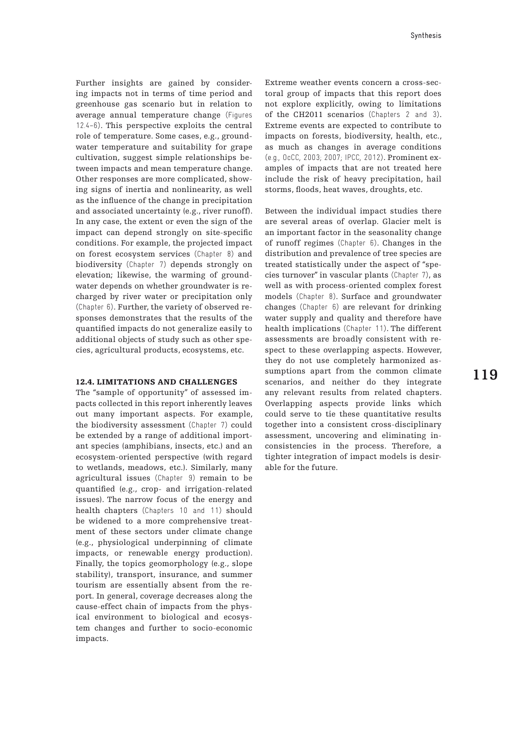Further insights are gained by considering impacts not in terms of time period and greenhouse gas scenario but in relation to average annual temperature change (Figures 12.4–6). This perspective exploits the central role of temperature. Some cases, e.g., groundwater temperature and suitability for grape cultivation, suggest simple relationships between impacts and mean temperature change. Other responses are more complicated, showing signs of inertia and nonlinearity, as well as the influence of the change in precipitation and associated uncertainty (e.g., river runoff). In any case, the extent or even the sign of the impact can depend strongly on site-specific conditions. For example, the projected impact on forest ecosystem services (Chapter 8) and biodiversity (Chapter 7) depends strongly on elevation; likewise, the warming of groundwater depends on whether groundwater is recharged by river water or precipitation only (Chapter 6). Further, the variety of observed responses demonstrates that the results of the quantified impacts do not generalize easily to additional objects of study such as other species, agricultural products, ecosystems, etc.

## 12.4. LIMITATIONS AND CHALLENGES

The "sample of opportunity" of assessed impacts collected in this report inherently leaves out many important aspects. For example, the biodiversity assessment (Chapter 7) could be extended by a range of additional important species (amphibians, insects, etc.) and an ecosystem-oriented perspective (with regard to wetlands, meadows, etc.). Similarly, many agricultural issues (Chapter 9) remain to be quantified (e.g., crop- and irrigation-related issues). The narrow focus of the energy and health chapters (Chapters 10 and 11) should be widened to a more comprehensive treatment of these sectors under climate change (e.g., physiological underpinning of climate impacts, or renewable energy production). Finally, the topics geomorphology (e.g., slope stability), transport, insurance, and summer tourism are essentially absent from the report. In general, coverage decreases along the cause-effect chain of impacts from the physical environment to biological and ecosystem changes and further to socio-economic impacts.

Extreme weather events concern a cross-sectoral group of impacts that this report does not explore explicitly, owing to limitations of the CH2011 scenarios (Chapters 2 and 3). Extreme events are expected to contribute to impacts on forests, biodiversity, health, etc., as much as changes in average conditions (e.g., OcCC, 2003; 2007; IPCC, 2012). Prominent examples of impacts that are not treated here include the risk of heavy precipitation, hail storms, floods, heat waves, droughts, etc.

Between the individual impact studies there are several areas of overlap. Glacier melt is an important factor in the seasonality change of runoff regimes (Chapter 6). Changes in the distribution and prevalence of tree species are treated statistically under the aspect of "species turnover" in vascular plants (Chapter 7), as well as with process-oriented complex forest models (Chapter 8). Surface and groundwater changes (Chapter 6) are relevant for drinking water supply and quality and therefore have health implications (Chapter 11). The different assessments are broadly consistent with respect to these overlapping aspects. However, they do not use completely harmonized assumptions apart from the common climate scenarios, and neither do they integrate any relevant results from related chapters. Overlapping aspects provide links which could serve to tie these quantitative results together into a consistent cross-disciplinary assessment, uncovering and eliminating inconsistencies in the process. Therefore, a tighter integration of impact models is desirable for the future.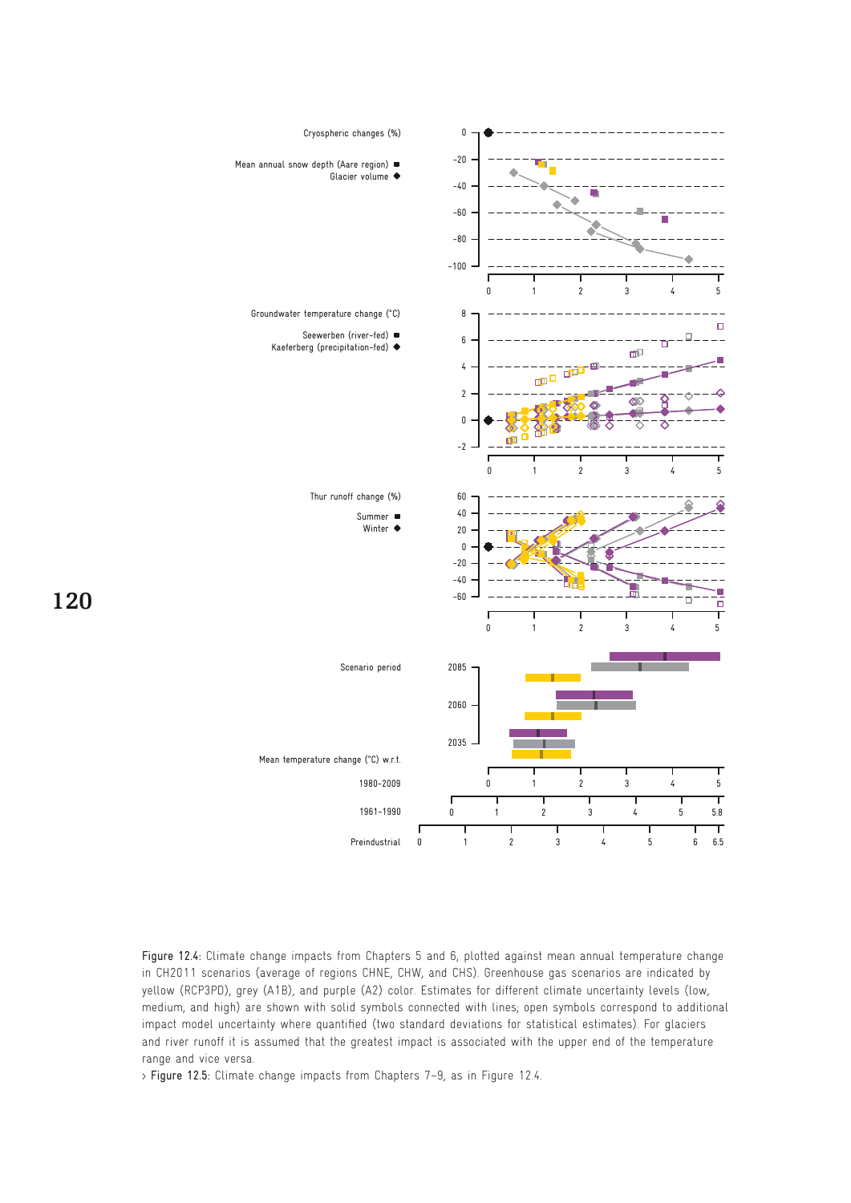Figure 12.4: Climate change impacts from Chapters 5 and 6, plotted against mean annual temperature change in CH2011 scenarios (average of regions CHNE, CHW, and CHS). Greenhouse gas scenarios are indicated by yellow (RCP3PD), grey (A1B), and purple (A2) color. Estimates for different climate uncertainty levels (low, medium, and high) are shown with solid symbols connected with lines; open symbols correspond to additional impact model uncertainty where quantified (two standard deviations for statistical estimates). For glaciers and river runoff it is assumed that the greatest impact is associated with the upper end of the temperature range and vice versa.

› Figure 12.5: Climate change impacts from Chapters 7–9, as in Figure 12.4.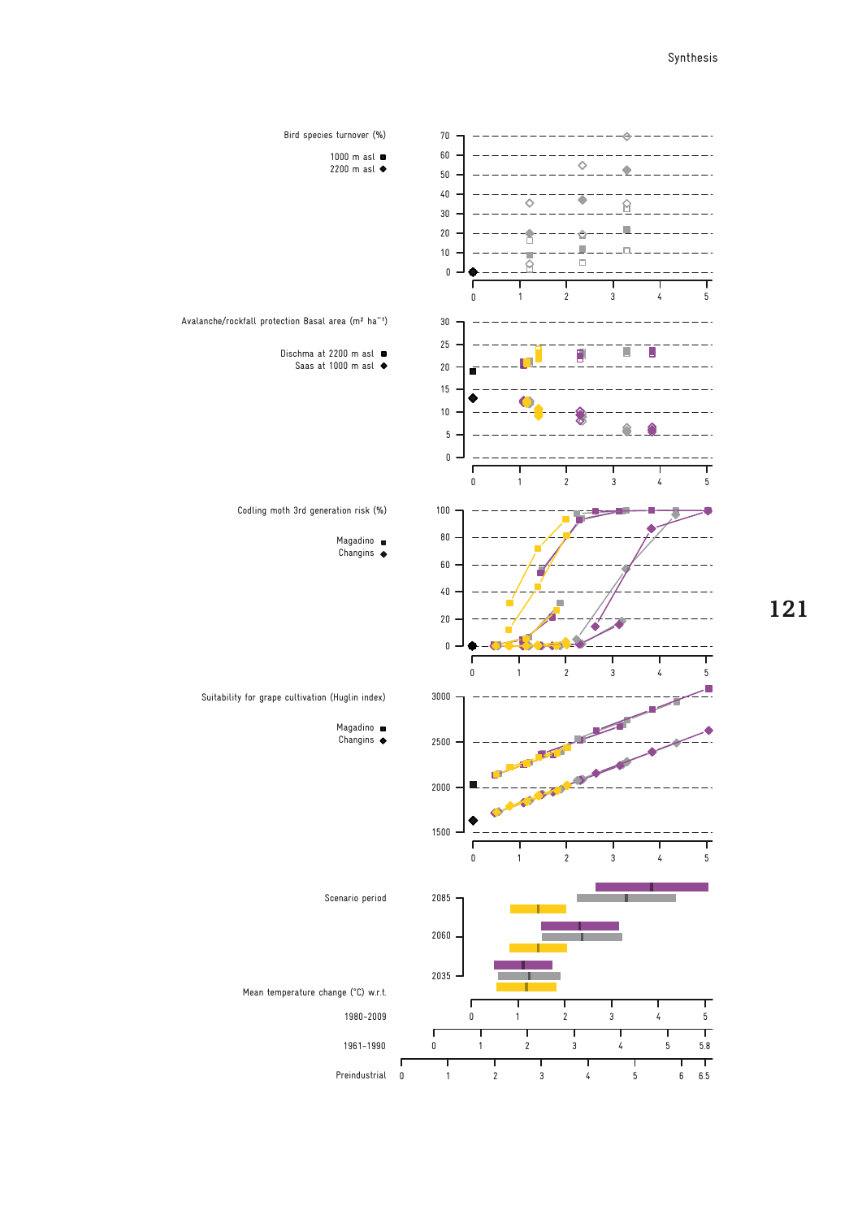Bird species turnover (%)

1000 m asl ■
2200 m asl ◆

Avalanche/rockfall protection Basal area (m² ha⁻¹)

Dischma at 2200 m asl ■
Saas at 1000 m asl ◆

Codling moth 3rd generation risk (%)

Magadino ■
Changins ◆

Suitability for grape cultivation (Huglin index)

Magadino ■
Changins ◆

Scenario period

Mean temperature change (°C) w.r.t.

1980–2009

1961–1990

Preindustrial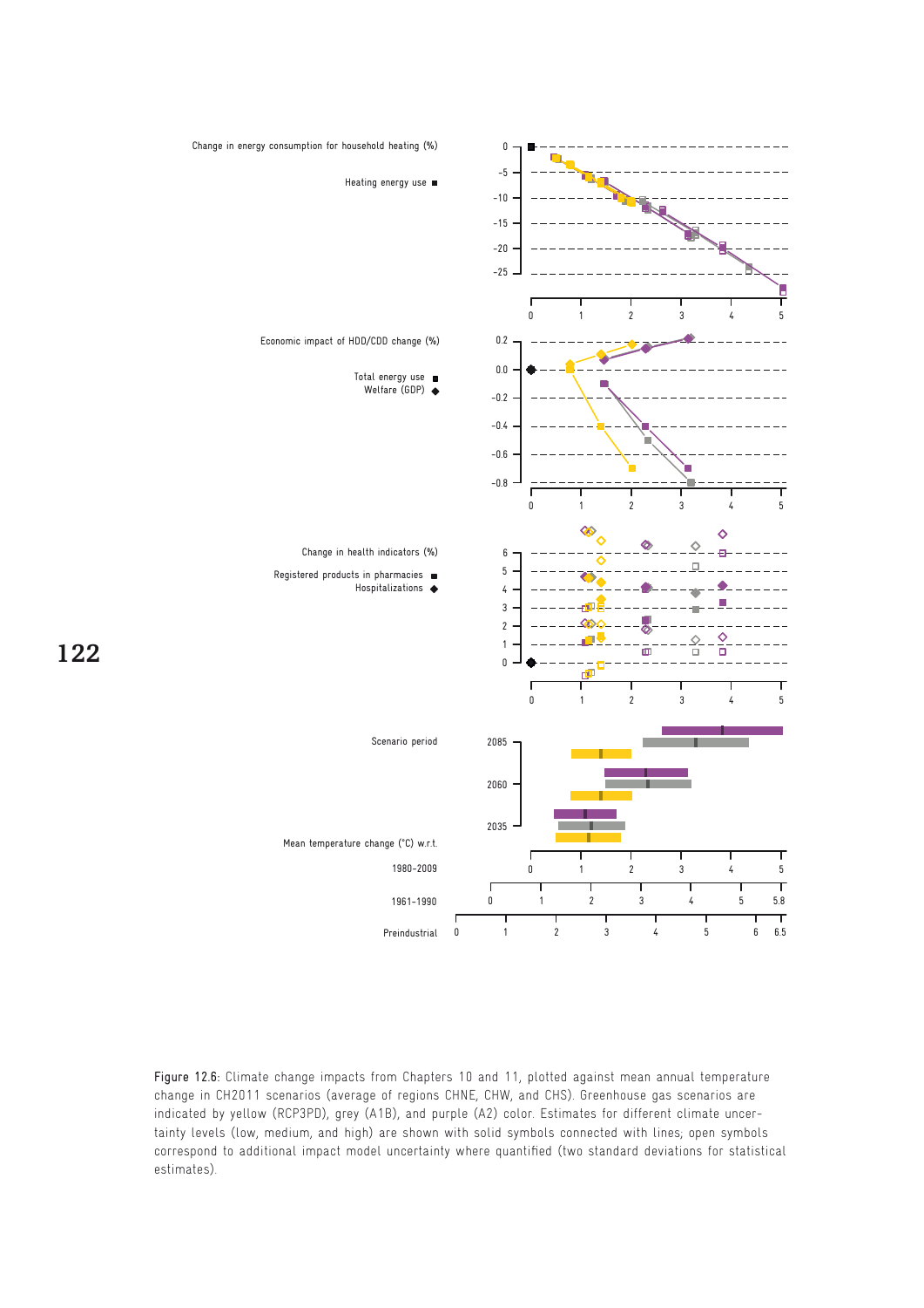Change in energy consumption for household heating (%)

Heating energy use ■

0
−5
−10
−15
−20
−25

0 1 2 3 4 5

Economic impact of HDD/CDD change (%)

Total energy use ■
Welfare (GDP) ◆

0.2
0.0
−0.2
−0.4
−0.6
−0.8

0 1 2 3 4 5

Change in health indicators (%)

Registered products in pharmacies ■
Hospitalizations ◆

6
5
4
3
2
1
0

0 1 2 3 4 5

Scenario period

2085
2060
2035

Mean temperature change (°C) w.r.t.

1980–2009
0 1 2 3 4 5

1961–1990
0 1 2 3 4 5 5.8

Preindustrial
0 1 2 3 4 5 6 6.5

Figure 12.6: Climate change impacts from Chapters 10 and 11, plotted against mean annual temperature change in CH2011 scenarios (average of regions CHNE, CHW, and CHS). Greenhouse gas scenarios are indicated by yellow (RCP3PD), grey (A1B), and purple (A2) color. Estimates for different climate uncertainty levels (low, medium, and high) are shown with solid symbols connected with lines; open symbols correspond to additional impact model uncertainty where quantified (two standard deviations for statistical estimates).